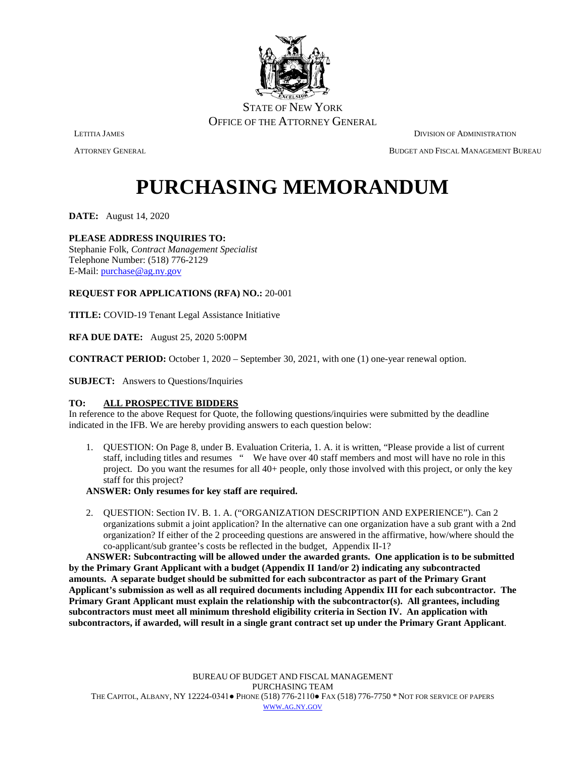STATE OF NEW YORK
OFFICE OF THE ATTORNEY GENERAL

LETITIA JAMES
ATTORNEY GENERAL

DIVISION OF ADMINISTRATION
BUDGET AND FISCAL MANAGEMENT BUREAU

# PURCHASING MEMORANDUM

**DATE:** August 14, 2020

**PLEASE ADDRESS INQUIRIES TO:**
Stephanie Folk, *Contract Management Specialist*
Telephone Number: (518) 776-2129
E-Mail: purchase@ag.ny.gov

**REQUEST FOR APPLICATIONS (RFA) NO.:** 20-001

**TITLE:** COVID-19 Tenant Legal Assistance Initiative

**RFA DUE DATE:** August 25, 2020 5:00PM

**CONTRACT PERIOD:** October 1, 2020 – September 30, 2021, with one (1) one-year renewal option.

**SUBJECT:** Answers to Questions/Inquiries

**TO: ALL PROSPECTIVE BIDDERS**
In reference to the above Request for Quote, the following questions/inquiries were submitted by the deadline indicated in the IFB. We are hereby providing answers to each question below:

1. QUESTION: On Page 8, under B. Evaluation Criteria, 1. A. it is written, "Please provide a list of current staff, including titles and resumes " We have over 40 staff members and most will have no role in this project. Do you want the resumes for all 40+ people, only those involved with this project, or only the key staff for this project?

   **ANSWER: Only resumes for key staff are required.**

2. QUESTION: Section IV. B. 1. A. ("ORGANIZATION DESCRIPTION AND EXPERIENCE"). Can 2 organizations submit a joint application? In the alternative can one organization have a sub grant with a 2nd organization? If either of the 2 proceeding questions are answered in the affirmative, how/where should the co-applicant/sub grantee's costs be reflected in the budget, Appendix II-1?

   **ANSWER: Subcontracting will be allowed under the awarded grants. One application is to be submitted by the Primary Grant Applicant with a budget (Appendix II 1and/or 2) indicating any subcontracted amounts. A separate budget should be submitted for each subcontractor as part of the Primary Grant Applicant's submission as well as all required documents including Appendix III for each subcontractor. The Primary Grant Applicant must explain the relationship with the subcontractor(s). All grantees, including subcontractors must meet all minimum threshold eligibility criteria in Section IV. An application with subcontractors, if awarded, will result in a single grant contract set up under the Primary Grant Applicant.**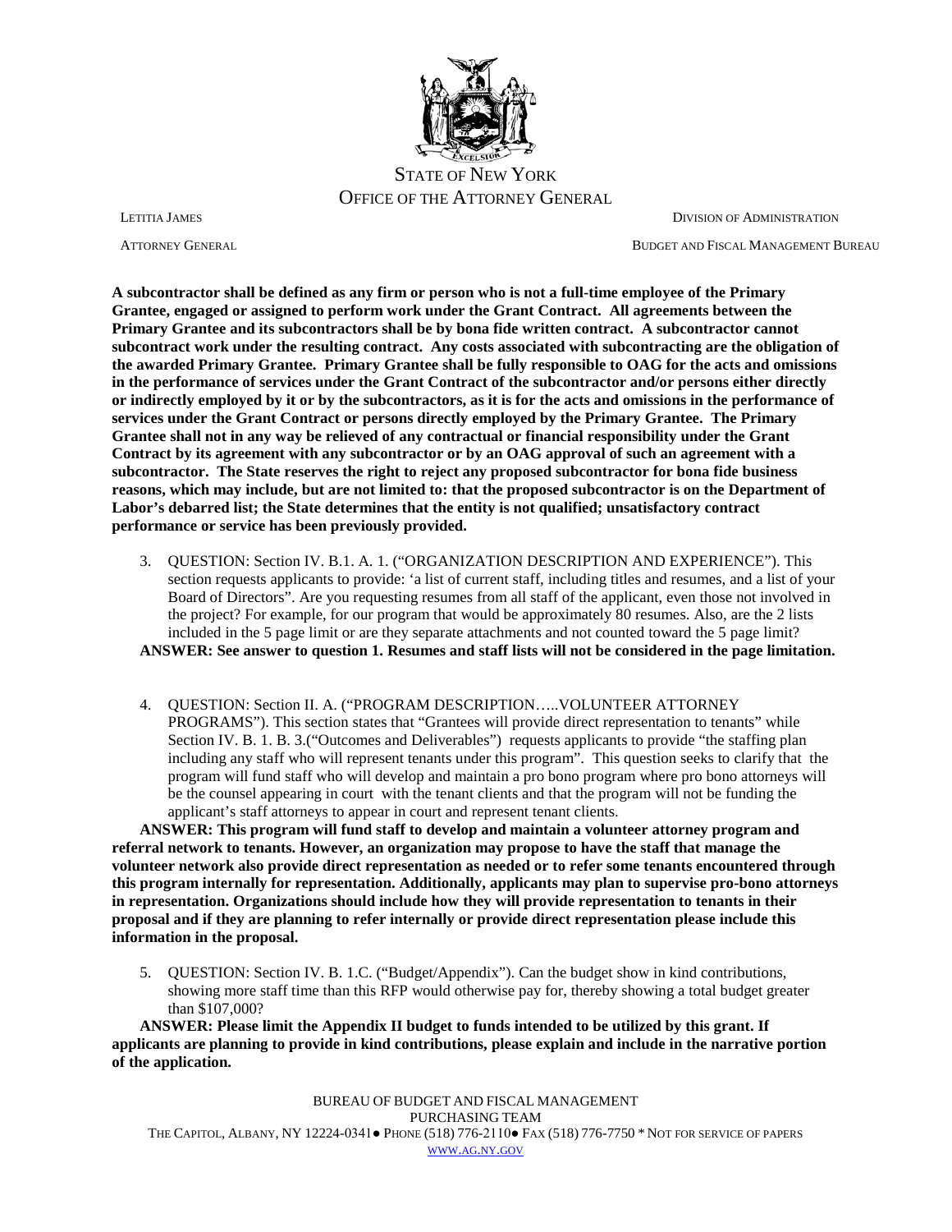**A subcontractor shall be defined as any firm or person who is not a full-time employee of the Primary Grantee, engaged or assigned to perform work under the Grant Contract. All agreements between the Primary Grantee and its subcontractors shall be by bona fide written contract. A subcontractor cannot subcontract work under the resulting contract. Any costs associated with subcontracting are the obligation of the awarded Primary Grantee. Primary Grantee shall be fully responsible to OAG for the acts and omissions in the performance of services under the Grant Contract of the subcontractor and/or persons either directly or indirectly employed by it or by the subcontractors, as it is for the acts and omissions in the performance of services under the Grant Contract or persons directly employed by the Primary Grantee. The Primary Grantee shall not in any way be relieved of any contractual or financial responsibility under the Grant Contract by its agreement with any subcontractor or by an OAG approval of such an agreement with a subcontractor. The State reserves the right to reject any proposed subcontractor for bona fide business reasons, which may include, but are not limited to: that the proposed subcontractor is on the Department of Labor's debarred list; the State determines that the entity is not qualified; unsatisfactory contract performance or service has been previously provided.**

3. QUESTION: Section IV. B.1. A. 1. ("ORGANIZATION DESCRIPTION AND EXPERIENCE"). This section requests applicants to provide: 'a list of current staff, including titles and resumes, and a list of your Board of Directors". Are you requesting resumes from all staff of the applicant, even those not involved in the project? For example, for our program that would be approximately 80 resumes. Also, are the 2 lists included in the 5 page limit or are they separate attachments and not counted toward the 5 page limit?

**ANSWER: See answer to question 1. Resumes and staff lists will not be considered in the page limitation.**

4. QUESTION: Section II. A. ("PROGRAM DESCRIPTION…..VOLUNTEER ATTORNEY PROGRAMS"). This section states that "Grantees will provide direct representation to tenants" while Section IV. B. 1. B. 3.("Outcomes and Deliverables") requests applicants to provide "the staffing plan including any staff who will represent tenants under this program". This question seeks to clarify that the program will fund staff who will develop and maintain a pro bono program where pro bono attorneys will be the counsel appearing in court with the tenant clients and that the program will not be funding the applicant's staff attorneys to appear in court and represent tenant clients.

**ANSWER: This program will fund staff to develop and maintain a volunteer attorney program and referral network to tenants. However, an organization may propose to have the staff that manage the volunteer network also provide direct representation as needed or to refer some tenants encountered through this program internally for representation. Additionally, applicants may plan to supervise pro-bono attorneys in representation. Organizations should include how they will provide representation to tenants in their proposal and if they are planning to refer internally or provide direct representation please include this information in the proposal.**

5. QUESTION: Section IV. B. 1.C. ("Budget/Appendix"). Can the budget show in kind contributions, showing more staff time than this RFP would otherwise pay for, thereby showing a total budget greater than $107,000?

**ANSWER: Please limit the Appendix II budget to funds intended to be utilized by this grant. If applicants are planning to provide in kind contributions, please explain and include in the narrative portion of the application.**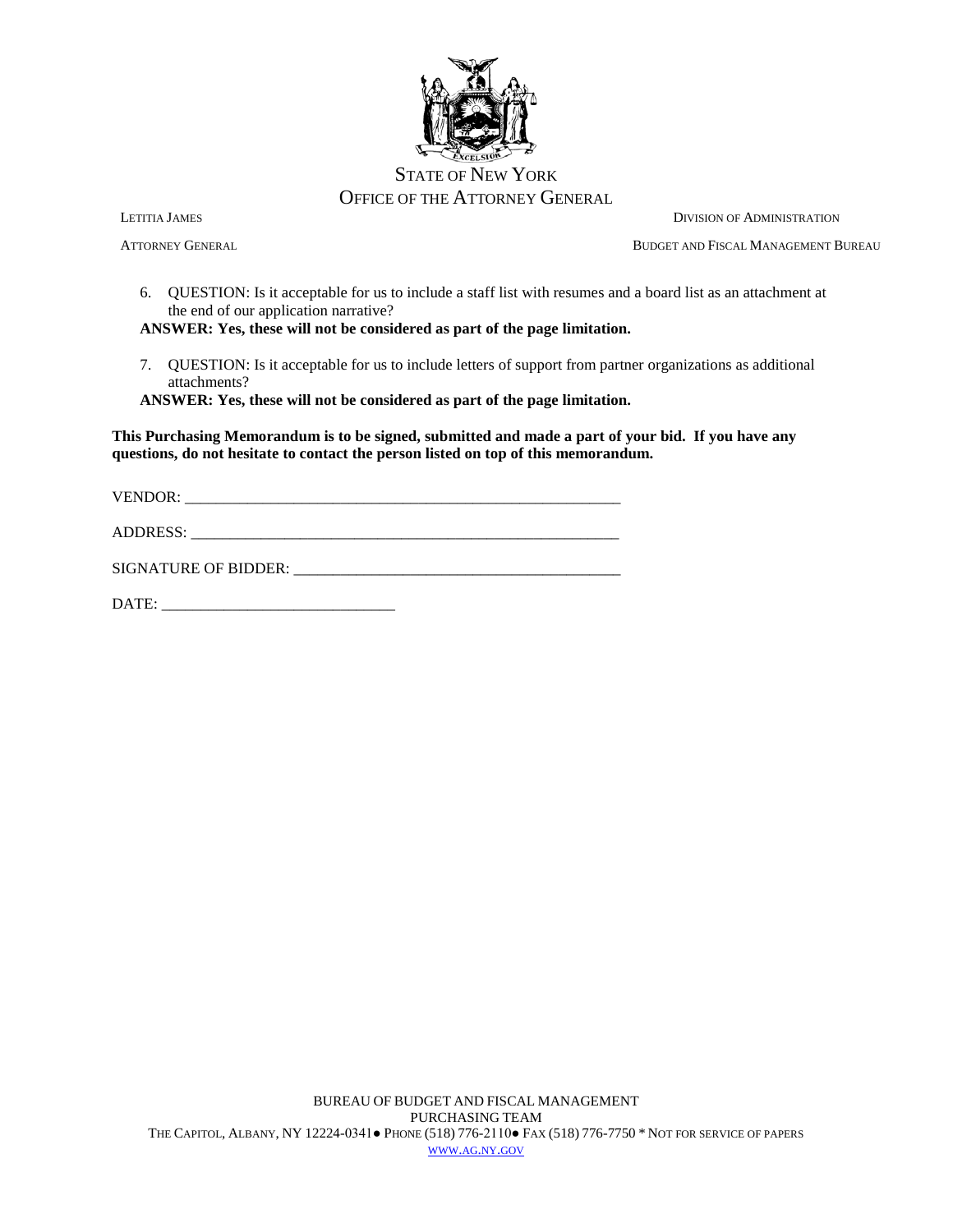STATE OF NEW YORK
OFFICE OF THE ATTORNEY GENERAL

LETITIA JAMES
ATTORNEY GENERAL

DIVISION OF ADMINISTRATION
BUDGET AND FISCAL MANAGEMENT BUREAU

6. QUESTION: Is it acceptable for us to include a staff list with resumes and a board list as an attachment at the end of our application narrative?

**ANSWER: Yes, these will not be considered as part of the page limitation.**

7. QUESTION: Is it acceptable for us to include letters of support from partner organizations as additional attachments?

**ANSWER: Yes, these will not be considered as part of the page limitation.**

**This Purchasing Memorandum is to be signed, submitted and made a part of your bid. If you have any questions, do not hesitate to contact the person listed on top of this memorandum.**

VENDOR: ___________________________________________________________

ADDRESS: _________________________________________________________

SIGNATURE OF BIDDER: ____________________________________________

DATE: ______________________________

BUREAU OF BUDGET AND FISCAL MANAGEMENT
PURCHASING TEAM
THE CAPITOL, ALBANY, NY 12224-0341● PHONE (518) 776-2110● FAX (518) 776-7750 * NOT FOR SERVICE OF PAPERS
WWW.AG.NY.GOV